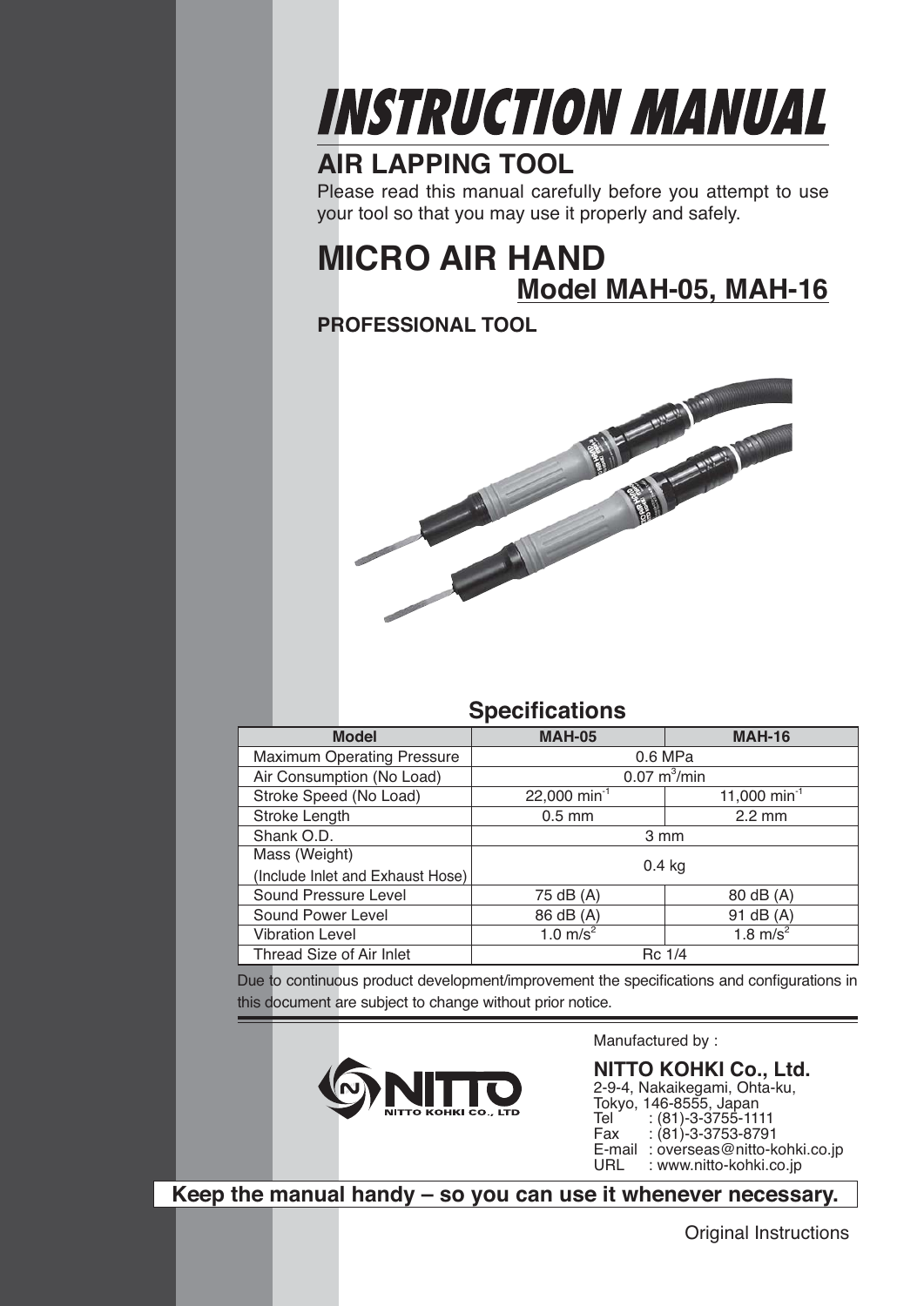# INSTRUCTION MANUAL

## AIR LAPPING TOOL

Please read this manual carefully before you attempt to use your tool so that you may use it properly and safely.

# MICRO AIR HAND

## Model MAH-05, MAH-16

**PROFESSIONAL TOOL**

## Specifications

| Model | MAH-05 | MAH-16 |
|---|---|---|
| Maximum Operating Pressure | 0.6 MPa | |
| Air Consumption (No Load) | 0.07 $m^3$/min | |
| Stroke Speed (No Load) | 22,000 $min^{-1}$ | 11,000 $min^{-1}$ |
| Stroke Length | 0.5 mm | 2.2 mm |
| Shank O.D. | 3 mm | |
| Mass (Weight) (Include Inlet and Exhaust Hose) | 0.4 kg | |
| Sound Pressure Level | 75 dB (A) | 80 dB (A) |
| Sound Power Level | 86 dB (A) | 91 dB (A) |
| Vibration Level | 1.0 $m/s^2$ | 1.8 $m/s^2$ |
| Thread Size of Air Inlet | Rc 1/4 | |

Due to continuous product development/improvement the specifications and configurations in this document are subject to change without prior notice.

Manufactured by :

**NITTO KOHKI Co., Ltd.**
2-9-4, Nakaikegami, Ohta-ku,
Tokyo, 146-8555, Japan
Tel : (81)-3-3755-1111
Fax : (81)-3-3753-8791
E-mail : overseas@nitto-kohki.co.jp
URL : www.nitto-kohki.co.jp

**Keep the manual handy – so you can use it whenever necessary.**

Original Instructions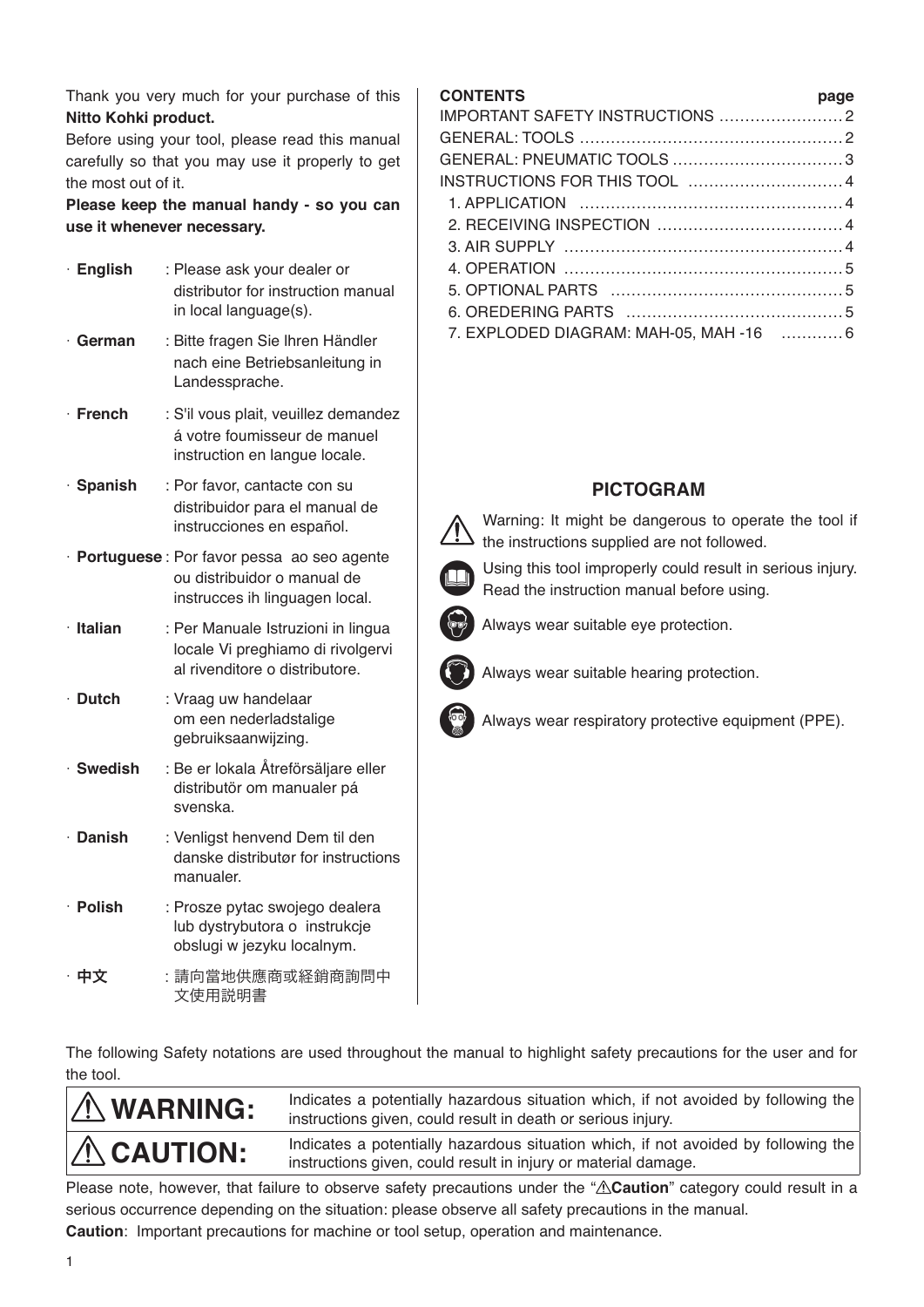Thank you very much for your purchase of this **Nitto Kohki product.**

Before using your tool, please read this manual carefully so that you may use it properly to get the most out of it.

**Please keep the manual handy - so you can use it whenever necessary.**

- **English** : Please ask your dealer or distributor for instruction manual in local language(s).
- **German** : Bitte fragen Sie Ihren Händler nach eine Betriebsanleitung in Landessprache.
- **French** : S'il vous plait, veuillez demandez á votre foumisseur de manuel instruction en langue locale.
- **Spanish** : Por favor, cantacte con su distribuidor para el manual de instrucciones en español.
- **Portuguese** : Por favor pessa ao seo agente ou distribuidor o manual de instrucces ih linguagen local.
- **Italian** : Per Manuale Istruzioni in lingua locale Vi preghiamo di rivolgervi al rivenditore o distributore.
- **Dutch** : Vraag uw handelaar om een nederladstalige gebruiksaanwijzing.
- **Swedish** : Be er lokala Åtreförsäljare eller distributör om manualer pá svenska.
- **Danish** : Venligst henvend Dem til den danske distributør for instructions manualer.
- **Polish** : Prosze pytac swojego dealera lub dystrybutora o instrukcje obslugi w jezyku localnym.
- **中文** : 請向當地供應商或経銷商詢問中文使用説明書

| **CONTENTS** | **page** |
|---|---|
| IMPORTANT SAFETY INSTRUCTIONS | 2 |
| GENERAL: TOOLS | 2 |
| GENERAL: PNEUMATIC TOOLS | 3 |
| INSTRUCTIONS FOR THIS TOOL | 4 |
| 1. APPLICATION | 4 |
| 2. RECEIVING INSPECTION | 4 |
| 3. AIR SUPPLY | 4 |
| 4. OPERATION | 5 |
| 5. OPTIONAL PARTS | 5 |
| 6. OREDERING PARTS | 5 |
| 7. EXPLODED DIAGRAM: MAH-05, MAH -16 | 6 |

## PICTOGRAM

⚠ Warning: It might be dangerous to operate the tool if the instructions supplied are not followed.

Using this tool improperly could result in serious injury. Read the instruction manual before using.

Always wear suitable eye protection.

Always wear suitable hearing protection.

Always wear respiratory protective equipment (PPE).

The following Safety notations are used throughout the manual to highlight safety precautions for the user and for the tool.

| | |
|---|---|
| ⚠ **WARNING:** | Indicates a potentially hazardous situation which, if not avoided by following the instructions given, could result in death or serious injury. |
| ⚠ **CAUTION:** | Indicates a potentially hazardous situation which, if not avoided by following the instructions given, could result in injury or material damage. |

Please note, however, that failure to observe safety precautions under the "⚠**Caution**" category could result in a serious occurrence depending on the situation: please observe all safety precautions in the manual.

**Caution**: Important precautions for machine or tool setup, operation and maintenance.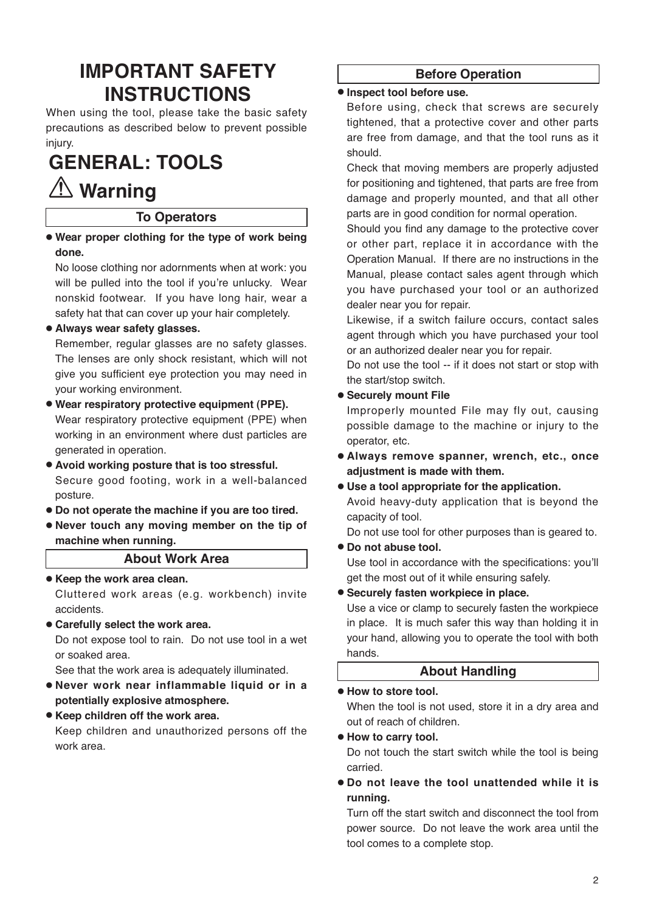# IMPORTANT SAFETY INSTRUCTIONS

When using the tool, please take the basic safety precautions as described below to prevent possible injury.

# GENERAL: TOOLS

## ⚠ Warning

### To Operators

- **Wear proper clothing for the type of work being done.**
  No loose clothing nor adornments when at work: you will be pulled into the tool if you're unlucky. Wear nonskid footwear. If you have long hair, wear a safety hat that can cover up your hair completely.
- **Always wear safety glasses.**
  Remember, regular glasses are no safety glasses. The lenses are only shock resistant, which will not give you sufficient eye protection you may need in your working environment.
- **Wear respiratory protective equipment (PPE).**
  Wear respiratory protective equipment (PPE) when working in an environment where dust particles are generated in operation.
- **Avoid working posture that is too stressful.**
  Secure good footing, work in a well-balanced posture.
- **Do not operate the machine if you are too tired.**
- **Never touch any moving member on the tip of machine when running.**

### About Work Area

- **Keep the work area clean.**
  Cluttered work areas (e.g. workbench) invite accidents.
- **Carefully select the work area.**
  Do not expose tool to rain. Do not use tool in a wet or soaked area.
  See that the work area is adequately illuminated.
- **Never work near inflammable liquid or in a potentially explosive atmosphere.**
- **Keep children off the work area.**
  Keep children and unauthorized persons off the work area.

### Before Operation

- **Inspect tool before use.**
  Before using, check that screws are securely tightened, that a protective cover and other parts are free from damage, and that the tool runs as it should.
  Check that moving members are properly adjusted for positioning and tightened, that parts are free from damage and properly mounted, and that all other parts are in good condition for normal operation.
  Should you find any damage to the protective cover or other part, replace it in accordance with the Operation Manual. If there are no instructions in the Manual, please contact sales agent through which you have purchased your tool or an authorized dealer near you for repair.
  Likewise, if a switch failure occurs, contact sales agent through which you have purchased your tool or an authorized dealer near you for repair.
  Do not use the tool -- if it does not start or stop with the start/stop switch.
- **Securely mount File**
  Improperly mounted File may fly out, causing possible damage to the machine or injury to the operator, etc.
- **Always remove spanner, wrench, etc., once adjustment is made with them.**
- **Use a tool appropriate for the application.**
  Avoid heavy-duty application that is beyond the capacity of tool.
  Do not use tool for other purposes than is geared to.
- **Do not abuse tool.**
  Use tool in accordance with the specifications: you'll get the most out of it while ensuring safely.
- **Securely fasten workpiece in place.**
  Use a vice or clamp to securely fasten the workpiece in place. It is much safer this way than holding it in your hand, allowing you to operate the tool with both hands.

### About Handling

- **How to store tool.**
  When the tool is not used, store it in a dry area and out of reach of children.
- **How to carry tool.**
  Do not touch the start switch while the tool is being carried.
- **Do not leave the tool unattended while it is running.**
  Turn off the start switch and disconnect the tool from power source. Do not leave the work area until the tool comes to a complete stop.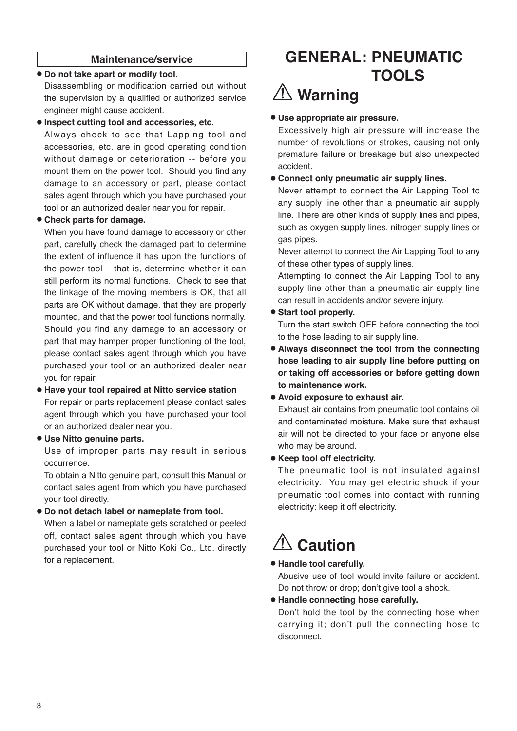### Maintenance/service

- **Do not take apart or modify tool.**
  Disassembling or modification carried out without the supervision by a qualified or authorized service engineer might cause accident.
- **Inspect cutting tool and accessories, etc.**
  Always check to see that Lapping tool and accessories, etc. are in good operating condition without damage or deterioration -- before you mount them on the power tool. Should you find any damage to an accessory or part, please contact sales agent through which you have purchased your tool or an authorized dealer near you for repair.
- **Check parts for damage.**
  When you have found damage to accessory or other part, carefully check the damaged part to determine the extent of influence it has upon the functions of the power tool – that is, determine whether it can still perform its normal functions. Check to see that the linkage of the moving members is OK, that all parts are OK without damage, that they are properly mounted, and that the power tool functions normally. Should you find any damage to an accessory or part that may hamper proper functioning of the tool, please contact sales agent through which you have purchased your tool or an authorized dealer near you for repair.
- **Have your tool repaired at Nitto service station**
  For repair or parts replacement please contact sales agent through which you have purchased your tool or an authorized dealer near you.
- **Use Nitto genuine parts.**
  Use of improper parts may result in serious occurrence.
  To obtain a Nitto genuine part, consult this Manual or contact sales agent from which you have purchased your tool directly.
- **Do not detach label or nameplate from tool.**
  When a label or nameplate gets scratched or peeled off, contact sales agent through which you have purchased your tool or Nitto Koki Co., Ltd. directly for a replacement.

# GENERAL: PNEUMATIC TOOLS

## ⚠ Warning

- **Use appropriate air pressure.**
  Excessively high air pressure will increase the number of revolutions or strokes, causing not only premature failure or breakage but also unexpected accident.
- **Connect only pneumatic air supply lines.**
  Never attempt to connect the Air Lapping Tool to any supply line other than a pneumatic air supply line. There are other kinds of supply lines and pipes, such as oxygen supply lines, nitrogen supply lines or gas pipes.
  Never attempt to connect the Air Lapping Tool to any of these other types of supply lines.
  Attempting to connect the Air Lapping Tool to any supply line other than a pneumatic air supply line can result in accidents and/or severe injury.
- **Start tool properly.**
  Turn the start switch OFF before connecting the tool to the hose leading to air supply line.
- **Always disconnect the tool from the connecting hose leading to air supply line before putting on or taking off accessories or before getting down to maintenance work.**
- **Avoid exposure to exhaust air.**
  Exhaust air contains from pneumatic tool contains oil and contaminated moisture. Make sure that exhaust air will not be directed to your face or anyone else who may be around.
- **Keep tool off electricity.**
  The pneumatic tool is not insulated against electricity. You may get electric shock if your pneumatic tool comes into contact with running electricity: keep it off electricity.

## ⚠ Caution

- **Handle tool carefully.**
  Abusive use of tool would invite failure or accident. Do not throw or drop; don't give tool a shock.
- **Handle connecting hose carefully.**
  Don't hold the tool by the connecting hose when carrying it; don't pull the connecting hose to disconnect.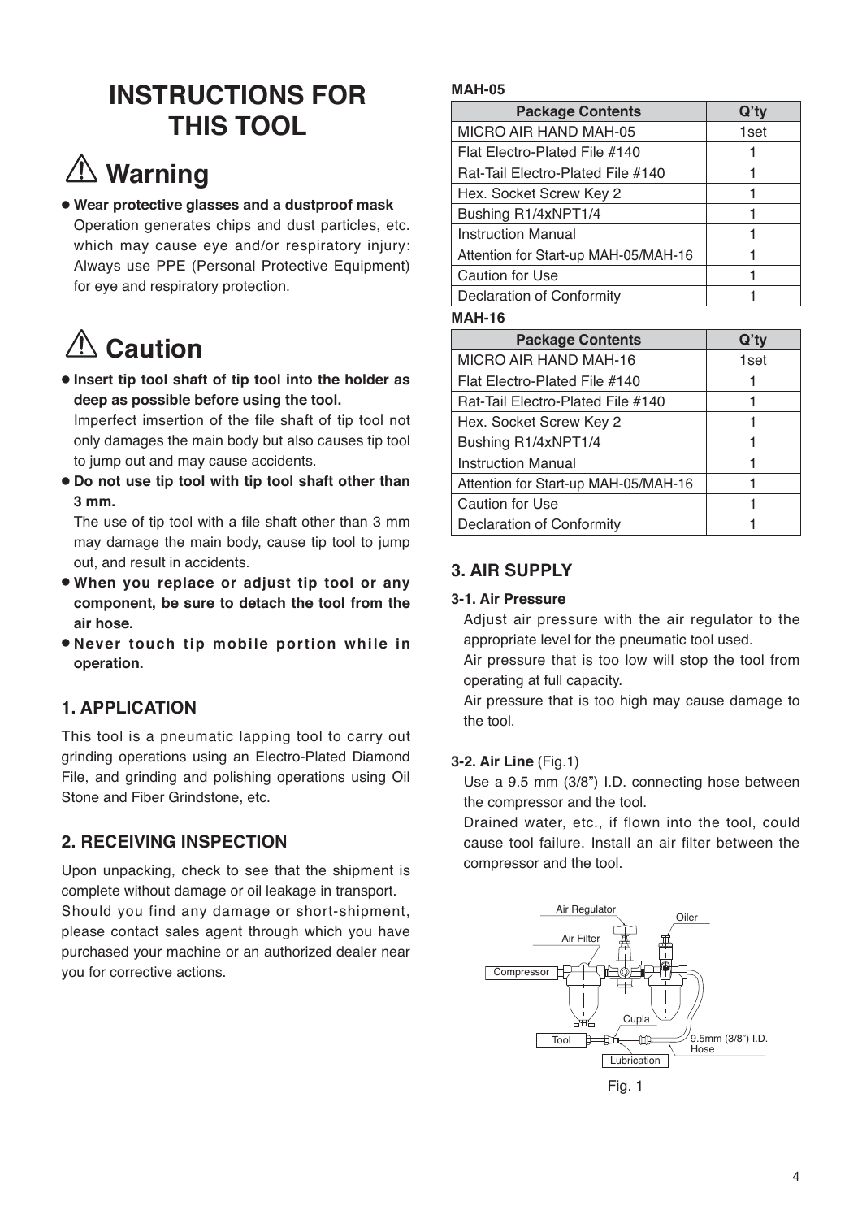# INSTRUCTIONS FOR THIS TOOL

## ⚠ Warning

- **Wear protective glasses and a dustproof mask**
  Operation generates chips and dust particles, etc. which may cause eye and/or respiratory injury: Always use PPE (Personal Protective Equipment) for eye and respiratory protection.

## ⚠ Caution

- **Insert tip tool shaft of tip tool into the holder as deep as possible before using the tool.**
  Imperfect imsertion of the file shaft of tip tool not only damages the main body but also causes tip tool to jump out and may cause accidents.
- **Do not use tip tool with tip tool shaft other than 3 mm.**
  The use of tip tool with a file shaft other than 3 mm may damage the main body, cause tip tool to jump out, and result in accidents.
- **When you replace or adjust tip tool or any component, be sure to detach the tool from the air hose.**
- **Never touch tip mobile portion while in operation.**

## 1. APPLICATION

This tool is a pneumatic lapping tool to carry out grinding operations using an Electro-Plated Diamond File, and grinding and polishing operations using Oil Stone and Fiber Grindstone, etc.

## 2. RECEIVING INSPECTION

Upon unpacking, check to see that the shipment is complete without damage or oil leakage in transport.
Should you find any damage or short-shipment, please contact sales agent through which you have purchased your machine or an authorized dealer near you for corrective actions.

**MAH-05**

| Package Contents | Q'ty |
|---|---|
| MICRO AIR HAND MAH-05 | 1set |
| Flat Electro-Plated File #140 | 1 |
| Rat-Tail Electro-Plated File #140 | 1 |
| Hex. Socket Screw Key 2 | 1 |
| Bushing R1/4xNPT1/4 | 1 |
| Instruction Manual | 1 |
| Attention for Start-up MAH-05/MAH-16 | 1 |
| Caution for Use | 1 |
| Declaration of Conformity | 1 |

**MAH-16**

| Package Contents | Q'ty |
|---|---|
| MICRO AIR HAND MAH-16 | 1set |
| Flat Electro-Plated File #140 | 1 |
| Rat-Tail Electro-Plated File #140 | 1 |
| Hex. Socket Screw Key 2 | 1 |
| Bushing R1/4xNPT1/4 | 1 |
| Instruction Manual | 1 |
| Attention for Start-up MAH-05/MAH-16 | 1 |
| Caution for Use | 1 |
| Declaration of Conformity | 1 |

## 3. AIR SUPPLY

### 3-1. Air Pressure

Adjust air pressure with the air regulator to the appropriate level for the pneumatic tool used.
Air pressure that is too low will stop the tool from operating at full capacity.
Air pressure that is too high may cause damage to the tool.

### 3-2. Air Line (Fig.1)

Use a 9.5 mm (3/8") I.D. connecting hose between the compressor and the tool.
Drained water, etc., if flown into the tool, could cause tool failure. Install an air filter between the compressor and the tool.

Air Regulator, Oiler, Air Filter, Compressor, Cupla, Tool, Lubrication, 9.5mm (3/8") I.D. Hose

Fig. 1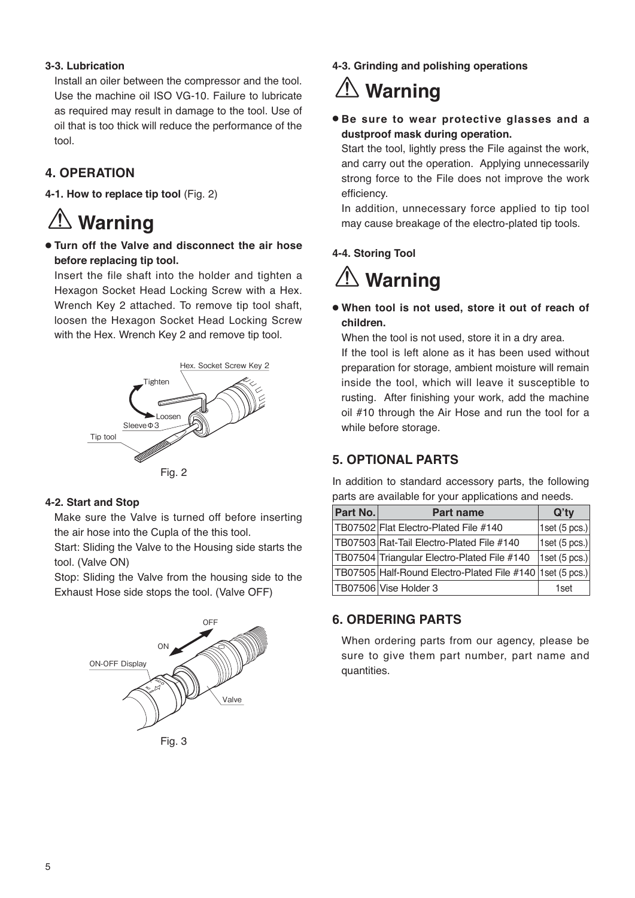**3-3. Lubrication**

Install an oiler between the compressor and the tool. Use the machine oil ISO VG-10. Failure to lubricate as required may result in damage to the tool. Use of oil that is too thick will reduce the performance of the tool.

## 4. OPERATION

**4-1. How to replace tip tool** (Fig. 2)

# ⚠ Warning

- **Turn off the Valve and disconnect the air hose before replacing tip tool.**

  Insert the file shaft into the holder and tighten a Hexagon Socket Head Locking Screw with a Hex. Wrench Key 2 attached. To remove tip tool shaft, loosen the Hexagon Socket Head Locking Screw with the Hex. Wrench Key 2 and remove tip tool.

Hex. Socket Screw Key 2
Tighten
Loosen
Sleeve Φ3
Tip tool

Fig. 2

**4-2. Start and Stop**

Make sure the Valve is turned off before inserting the air hose into the Cupla of the this tool.

Start: Sliding the Valve to the Housing side starts the tool. (Valve ON)

Stop: Sliding the Valve from the housing side to the Exhaust Hose side stops the tool. (Valve OFF)

OFF
ON
ON-OFF Display
Valve

Fig. 3

**4-3. Grinding and polishing operations**

# ⚠ Warning

- **Be sure to wear protective glasses and a dustproof mask during operation.**

  Start the tool, lightly press the File against the work, and carry out the operation. Applying unnecessarily strong force to the File does not improve the work efficiency.

  In addition, unnecessary force applied to tip tool may cause breakage of the electro-plated tip tools.

**4-4. Storing Tool**

# ⚠ Warning

- **When tool is not used, store it out of reach of children.**

  When the tool is not used, store it in a dry area.

  If the tool is left alone as it has been used without preparation for storage, ambient moisture will remain inside the tool, which will leave it susceptible to rusting. After finishing your work, add the machine oil #10 through the Air Hose and run the tool for a while before storage.

## 5. OPTIONAL PARTS

In addition to standard accessory parts, the following parts are available for your applications and needs.

| Part No. | Part name | Q'ty |
|---|---|---|
| TB07502 | Flat Electro-Plated File #140 | 1set (5 pcs.) |
| TB07503 | Rat-Tail Electro-Plated File #140 | 1set (5 pcs.) |
| TB07504 | Triangular Electro-Plated File #140 | 1set (5 pcs.) |
| TB07505 | Half-Round Electro-Plated File #140 | 1set (5 pcs.) |
| TB07506 | Vise Holder 3 | 1set |

## 6. ORDERING PARTS

When ordering parts from our agency, please be sure to give them part number, part name and quantities.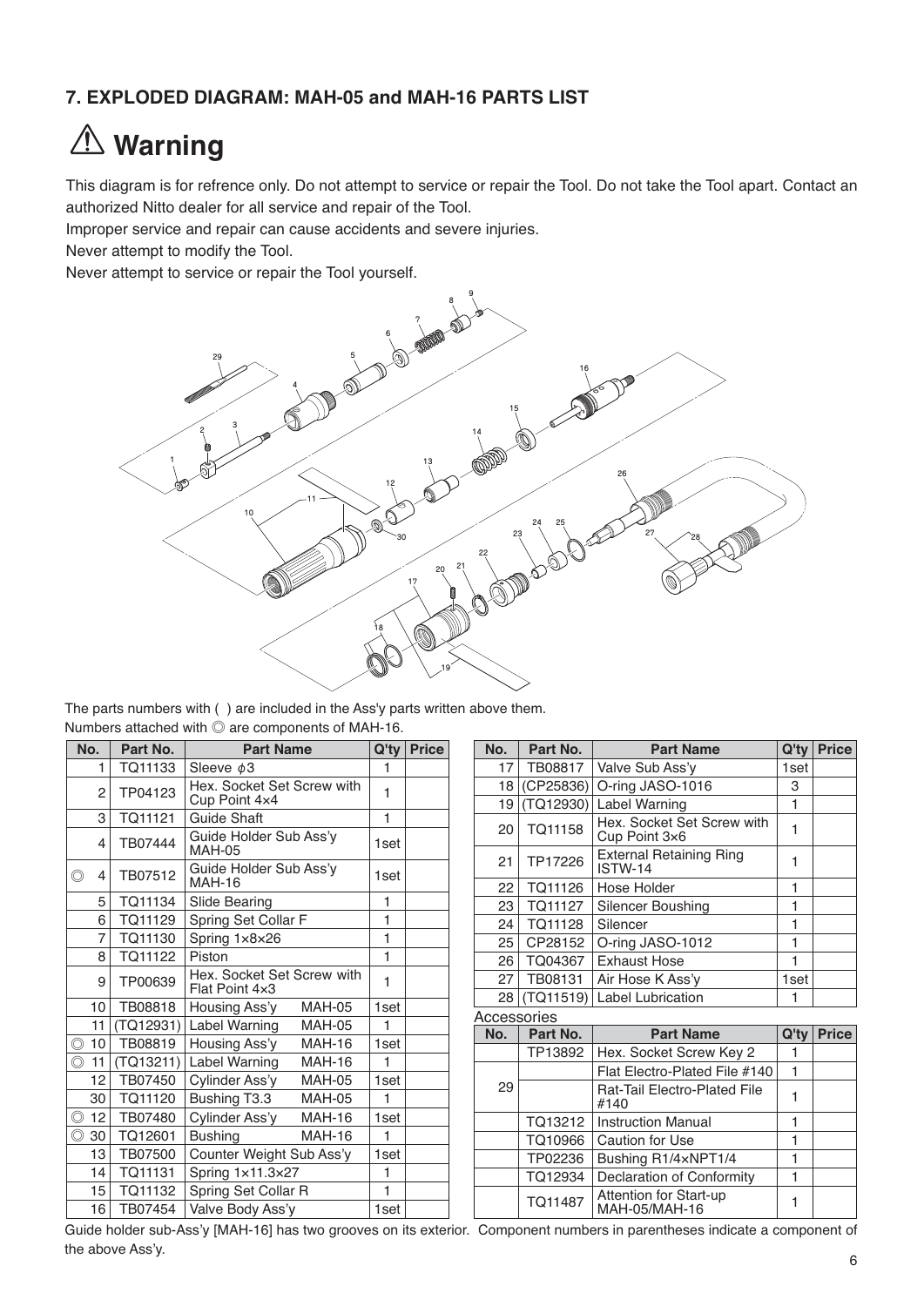## 7. EXPLODED DIAGRAM: MAH-05 and MAH-16 PARTS LIST

# ⚠ Warning

This diagram is for refrence only. Do not attempt to service or repair the Tool. Do not take the Tool apart. Contact an authorized Nitto dealer for all service and repair of the Tool.

Improper service and repair can cause accidents and severe injuries.

Never attempt to modify the Tool.

Never attempt to service or repair the Tool yourself.

The parts numbers with ( ) are included in the Ass'y parts written above them.

Numbers attached with ◎ are components of MAH-16.

| No. | Part No. | Part Name | Q'ty | Price |
|---|---|---|---|---|
| 1 | TQ11133 | Sleeve ϕ3 | 1 | |
| 2 | TP04123 | Hex. Socket Set Screw with Cup Point 4×4 | 1 | |
| 3 | TQ11121 | Guide Shaft | 1 | |
| 4 | TB07444 | Guide Holder Sub Ass'y MAH-05 | 1set | |
| ◎ 4 | TB07512 | Guide Holder Sub Ass'y MAH-16 | 1set | |
| 5 | TQ11134 | Slide Bearing | 1 | |
| 6 | TQ11129 | Spring Set Collar F | 1 | |
| 7 | TQ11130 | Spring 1×8×26 | 1 | |
| 8 | TQ11122 | Piston | 1 | |
| 9 | TP00639 | Hex. Socket Set Screw with Flat Point 4×3 | 1 | |
| 10 | TB08818 | Housing Ass'y MAH-05 | 1set | |
| 11 | (TQ12931) | Label Warning MAH-05 | 1 | |
| ◎ 10 | TB08819 | Housing Ass'y MAH-16 | 1set | |
| ◎ 11 | (TQ13211) | Label Warning MAH-16 | 1 | |
| 12 | TB07450 | Cylinder Ass'y MAH-05 | 1set | |
| 30 | TQ11120 | Bushing T3.3 MAH-05 | 1 | |
| ◎ 12 | TB07480 | Cylinder Ass'y MAH-16 | 1set | |
| ◎ 30 | TQ12601 | Bushing MAH-16 | 1 | |
| 13 | TB07500 | Counter Weight Sub Ass'y | 1set | |
| 14 | TQ11131 | Spring 1×11.3×27 | 1 | |
| 15 | TQ11132 | Spring Set Collar R | 1 | |
| 16 | TB07454 | Valve Body Ass'y | 1set | |
| 17 | TB08817 | Valve Sub Ass'y | 1set | |
| 18 | (CP25836) | O-ring JASO-1016 | 3 | |
| 19 | (TQ12930) | Label Warning | 1 | |
| 20 | TQ11158 | Hex. Socket Set Screw with Cup Point 3×6 | 1 | |
| 21 | TP17226 | External Retaining Ring ISTW-14 | 1 | |
| 22 | TQ11126 | Hose Holder | 1 | |
| 23 | TQ11127 | Silencer Boushing | 1 | |
| 24 | TQ11128 | Silencer | 1 | |
| 25 | CP28152 | O-ring JASO-1012 | 1 | |
| 26 | TQ04367 | Exhaust Hose | 1 | |
| 27 | TB08131 | Air Hose K Ass'y | 1set | |
| 28 | (TQ11519) | Label Lubrication | 1 | |

Accessories

| No. | Part No. | Part Name | Q'ty | Price |
|---|---|---|---|---|
| | TP13892 | Hex. Socket Screw Key 2 | 1 | |
| 29 | | Flat Electro-Plated File #140 | 1 | |
| | | Rat-Tail Electro-Plated File #140 | 1 | |
| | TQ13212 | Instruction Manual | 1 | |
| | TQ10966 | Caution for Use | 1 | |
| | TP02236 | Bushing R1/4×NPT1/4 | 1 | |
| | TQ12934 | Declaration of Conformity | 1 | |
| | TQ11487 | Attention for Start-up MAH-05/MAH-16 | 1 | |

Guide holder sub-Ass'y [MAH-16] has two grooves on its exterior. Component numbers in parentheses indicate a component of the above Ass'y.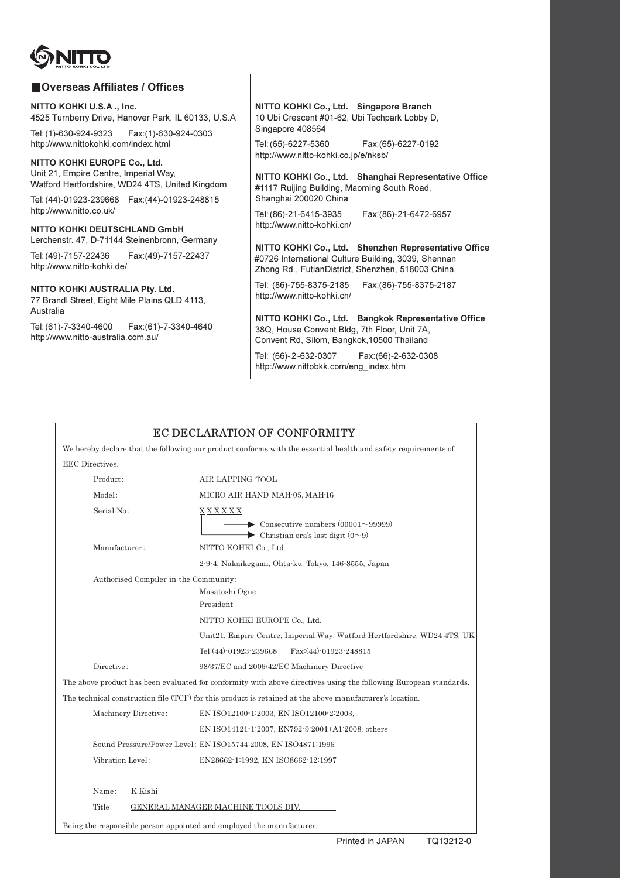NITTO KOHKI CO., LTD

## ■Overseas Affiliates / Offices

**NITTO KOHKI U.S.A ., Inc.**
4525 Turnberry Drive, Hanover Park, IL 60133, U.S.A

Tel:(1)-630-924-9323 Fax:(1)-630-924-0303
http://www.nittokohki.com/index.html

**NITTO KOHKI EUROPE Co., Ltd.**
Unit 21, Empire Centre, Imperial Way,
Watford Hertfordshire, WD24 4TS, United Kingdom

Tel:(44)-01923-239668 Fax:(44)-01923-248815
http://www.nitto.co.uk/

**NITTO KOHKI DEUTSCHLAND GmbH**
Lerchenstr. 47, D-71144 Steinenbronn, Germany

Tel:(49)-7157-22436 Fax:(49)-7157-22437
http://www.nitto-kohki.de/

**NITTO KOHKI AUSTRALIA Pty. Ltd.**
77 Brandl Street, Eight Mile Plains QLD 4113,
Australia

Tel:(61)-7-3340-4600 Fax:(61)-7-3340-4640
http://www.nitto-australia.com.au/

**NITTO KOHKI Co., Ltd. Singapore Branch**
10 Ubi Crescent #01-62, Ubi Techpark Lobby D,
Singapore 408564

Tel:(65)-6227-5360 Fax:(65)-6227-0192
http://www.nitto-kohki.co.jp/e/nksb/

**NITTO KOHKI Co., Ltd. Shanghai Representative Office**
#1117 Ruijing Building, Maoming South Road,
Shanghai 200020 China

Tel:(86)-21-6415-3935 Fax:(86)-21-6472-6957
http://www.nitto-kohki.cn/

**NITTO KOHKI Co., Ltd. Shenzhen Representative Office**
#0726 International Culture Building, 3039, Shennan
Zhong Rd., FutianDistrict, Shenzhen, 518003 China

Tel: (86)-755-8375-2185 Fax:(86)-755-8375-2187
http://www.nitto-kohki.cn/

**NITTO KOHKI Co., Ltd. Bangkok Representative Office**
38Q, House Convent Bldg, 7th Floor, Unit 7A,
Convent Rd, Silom, Bangkok,10500 Thailand

Tel: (66)-2-632-0307 Fax:(66)-2-632-0308
http://www.nittobkk.com/eng_index.htm

## EC DECLARATION OF CONFORMITY

We hereby declare that the following our product conforms with the essential health and safety requirements of EEC Directives.

| | |
|---|---|
| Product: | AIR LAPPING TOOL |
| Model: | MICRO AIR HAND:MAH-05, MAH-16 |
| Serial No: | X XXXXX |
| | → Consecutive numbers (00001～99999) |
| | → Christian era's last digit (0～9) |
| Manufacturer: | NITTO KOHKI Co., Ltd. |
| | 2-9-4, Nakaikegami, Ohta-ku, Tokyo, 146-8555, Japan |
| Authorised Compiler in the Community: | Masatoshi Ogue |
| | President |
| | NITTO KOHKI EUROPE Co., Ltd. |
| | Unit21, Empire Centre, Imperial Way, Watford Hertfordshire, WD24 4TS, UK |
| | Tel:(44)-01923-239668 Fax:(44)-01923-248815 |
| Directive: | 98/37/EC and 2006/42/EC Machinery Directive |

The above product has been evaluated for conformity with above directives using the following European standards.

The technical construction file (TCF) for this product is retained at the above manufacturer's location.

| | |
|---|---|
| Machinery Directive: | EN ISO12100-1:2003, EN ISO12100-2:2003, |
| | EN ISO14121-1:2007, EN792-9:2001+A1:2008, others |
| Sound Pressure/Power Level: | EN ISO15744:2008, EN ISO4871:1996 |
| Vibration Level: | EN28662-1:1992, EN ISO8662-12:1997 |

Name: K.Kishi

Title: GENERAL MANAGER MACHINE TOOLS DIV.

Being the responsible person appointed and employed the manufacturer.

Printed in JAPAN TQ13212-0